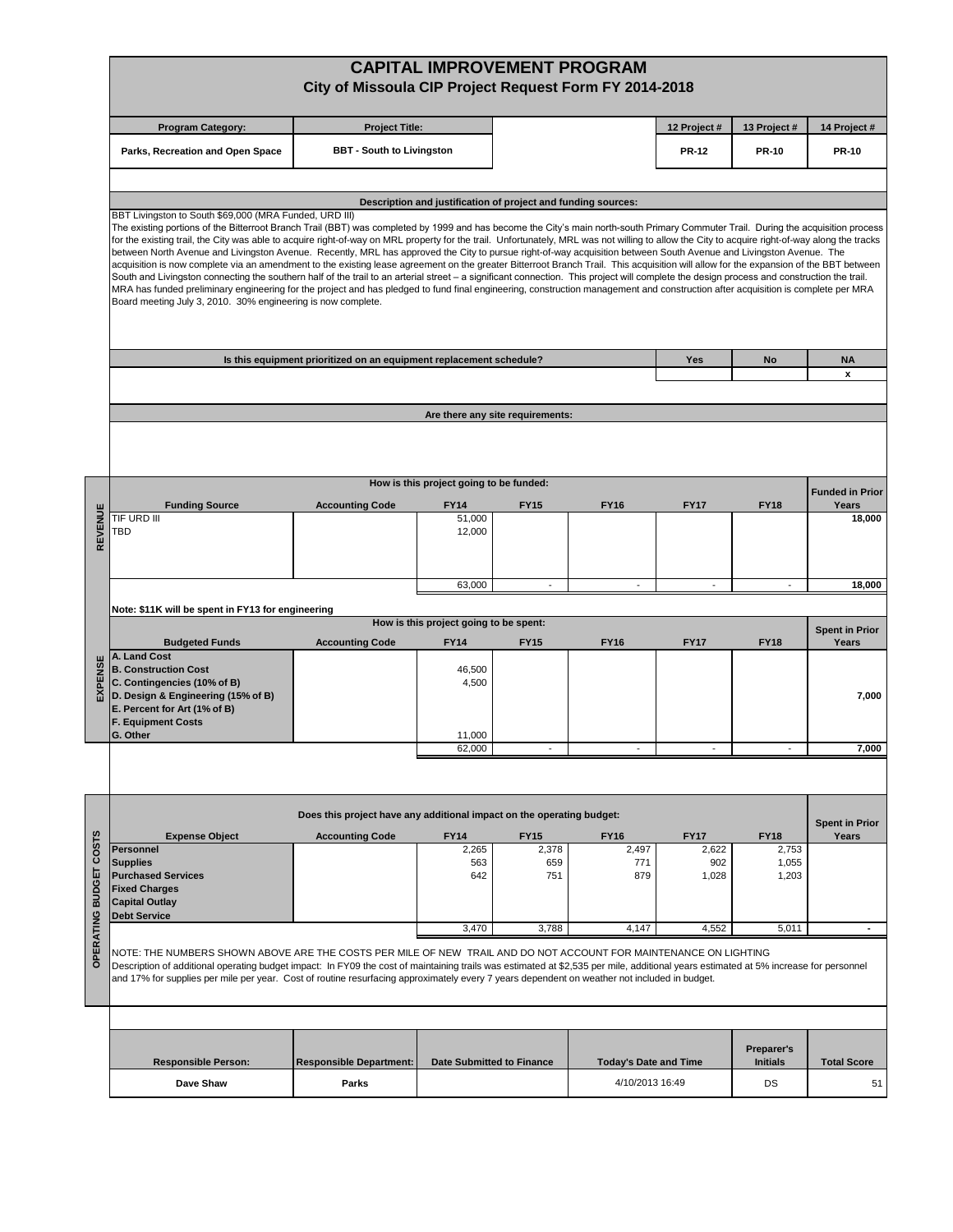# CAPITAL IMPROVEMENT PROGRAM

## City of Missoula CIP Project Request Form FY 2014-2018

| Program Category: | Project Title: | | | 12 Project # | 13 Project # | 14 Project # |
|---|---|---|---|---|---|---|
| Parks, Recreation and Open Space | BBT - South to Livingston | | | PR-12 | PR-10 | PR-10 |

### Description and justification of project and funding sources:

BBT Livingston to South $69,000 (MRA Funded, URD III)

The existing portions of the Bitterroot Branch Trail (BBT) was completed by 1999 and has become the City's main north-south Primary Commuter Trail. During the acquisition process for the existing trail, the City was able to acquire right-of-way on MRL property for the trail. Unfortunately, MRL was not willing to allow the City to acquire right-of-way along the tracks between North Avenue and Livingston Avenue. Recently, MRL has approved the City to pursue right-of-way acquisition between South Avenue and Livingston Avenue. The acquisition is now complete via an amendment to the existing lease agreement on the greater Bitterroot Branch Trail. This acquisition will allow for the expansion of the BBT between South and Livingston connecting the southern half of the trail to an arterial street – a significant connection. This project will complete the design process and construction the trail. MRA has funded preliminary engineering for the project and has pledged to fund final engineering, construction management and construction after acquisition is complete per MRA Board meeting July 3, 2010. 30% engineering is now complete.

| Is this equipment prioritized on an equipment replacement schedule? | Yes | No | NA |
|---|---|---|---|
| | | | x |

### Are there any site requirements:

### REVENUE

How is this project going to be funded:

| Funding Source | Accounting Code | FY14 | FY15 | FY16 | FY17 | FY18 | Funded in Prior Years |
|---|---|---|---|---|---|---|---|
| TIF URD III | | 51,000 | | | | | 18,000 |
| TBD | | 12,000 | | | | | |
| | | 63,000 | - | - | - | - | 18,000 |

**Note: $11K will be spent in FY13 for engineering**

### EXPENSE

How is this project going to be spent:

| Budgeted Funds | Accounting Code | FY14 | FY15 | FY16 | FY17 | FY18 | Spent in Prior Years |
|---|---|---|---|---|---|---|---|
| A. Land Cost | | | | | | | |
| B. Construction Cost | | 46,500 | | | | | |
| C. Contingencies (10% of B) | | 4,500 | | | | | |
| D. Design & Engineering (15% of B) | | | | | | | 7,000 |
| E. Percent for Art (1% of B) | | | | | | | |
| F. Equipment Costs | | | | | | | |
| G. Other | | 11,000 | | | | | |
| | | 62,000 | - | - | - | - | 7,000 |

### OPERATING BUDGET COSTS

Does this project have any additional impact on the operating budget:

| Expense Object | Accounting Code | FY14 | FY15 | FY16 | FY17 | FY18 | Spent in Prior Years |
|---|---|---|---|---|---|---|---|
| Personnel | | 2,265 | 2,378 | 2,497 | 2,622 | 2,753 | |
| Supplies | | 563 | 659 | 771 | 902 | 1,055 | |
| Purchased Services | | 642 | 751 | 879 | 1,028 | 1,203 | |
| Fixed Charges | | | | | | | |
| Capital Outlay | | | | | | | |
| Debt Service | | | | | | | |
| | | 3,470 | 3,788 | 4,147 | 4,552 | 5,011 | - |

NOTE: THE NUMBERS SHOWN ABOVE ARE THE COSTS PER MILE OF NEW TRAIL AND DO NOT ACCOUNT FOR MAINTENANCE ON LIGHTING

Description of additional operating budget impact: In FY09 the cost of maintaining trails was estimated at $2,535 per mile, additional years estimated at 5% increase for personnel and 17% for supplies per mile per year. Cost of routine resurfacing approximately every 7 years dependent on weather not included in budget.

| Responsible Person: | Responsible Department: | Date Submitted to Finance | Today's Date and Time | Preparer's Initials | Total Score |
|---|---|---|---|---|---|
| Dave Shaw | Parks | | 4/10/2013 16:49 | DS | 51 |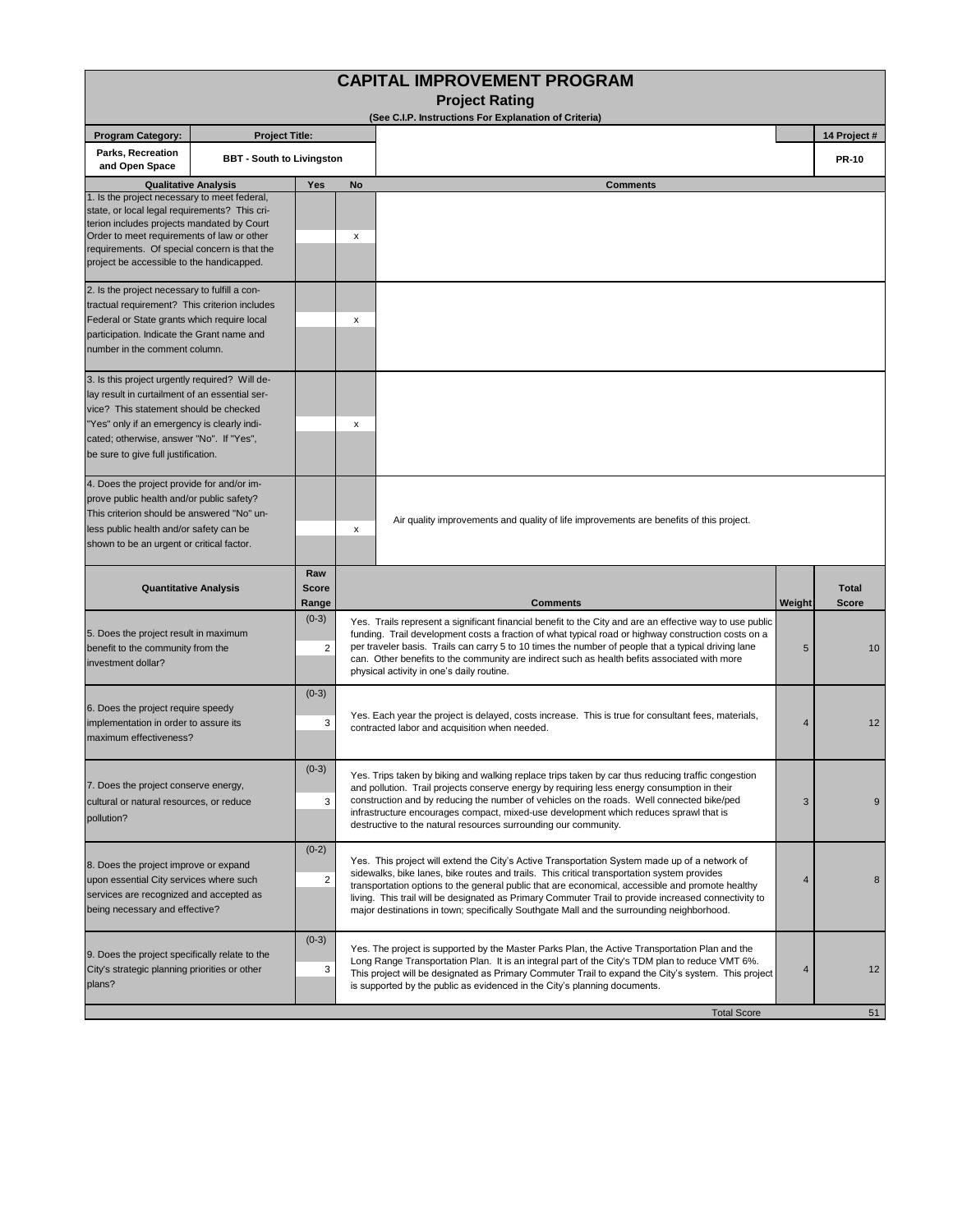# CAPITAL IMPROVEMENT PROGRAM

## Project Rating

**(See C.I.P. Instructions For Explanation of Criteria)**

| Program Category: | Project Title: | 14 Project # |
|---|---|---|
| Parks, Recreation and Open Space | BBT - South to Livingston | PR-10 |

| Qualitative Analysis | Yes | No | Comments |
|---|---|---|---|
| 1. Is the project necessary to meet federal, state, or local legal requirements? This criterion includes projects mandated by Court Order to meet requirements of law or other requirements. Of special concern is that the project be accessible to the handicapped. | | x | |
| 2. Is the project necessary to fulfill a contractual requirement? This criterion includes Federal or State grants which require local participation. Indicate the Grant name and number in the comment column. | | x | |
| 3. Is this project urgently required? Will delay result in curtailment of an essential service? This statement should be checked "Yes" only if an emergency is clearly indicated; otherwise, answer "No". If "Yes", be sure to give full justification. | | x | |
| 4. Does the project provide for and/or improve public health and/or public safety? This criterion should be answered "No" unless public health and/or safety can be shown to be an urgent or critical factor. | | x | Air quality improvements and quality of life improvements are benefits of this project. |

| Quantitative Analysis | Raw Score Range | Comments | Weight | Total Score |
|---|---|---|---|---|
| 5. Does the project result in maximum benefit to the community from the investment dollar? | (0-3) 2 | Yes. Trails represent a significant financial benefit to the City and are an effective way to use public funding. Trail development costs a fraction of what typical road or highway construction costs on a per traveler basis. Trails can carry 5 to 10 times the number of people that a typical driving lane can. Other benefits to the community are indirect such as health befits associated with more physical activity in one's daily routine. | 5 | 10 |
| 6. Does the project require speedy implementation in order to assure its maximum effectiveness? | (0-3) 3 | Yes. Each year the project is delayed, costs increase. This is true for consultant fees, materials, contracted labor and acquisition when needed. | 4 | 12 |
| 7. Does the project conserve energy, cultural or natural resources, or reduce pollution? | (0-3) 3 | Yes. Trips taken by biking and walking replace trips taken by car thus reducing traffic congestion and pollution. Trail projects conserve energy by requiring less energy consumption in their construction and by reducing the number of vehicles on the roads. Well connected bike/ped infrastructure encourages compact, mixed-use development which reduces sprawl that is destructive to the natural resources surrounding our community. | 3 | 9 |
| 8. Does the project improve or expand upon essential City services where such services are recognized and accepted as being necessary and effective? | (0-2) 2 | Yes. This project will extend the City's Active Transportation System made up of a network of sidewalks, bike lanes, bike routes and trails. This critical transportation system provides transportation options to the general public that are economical, accessible and promote healthy living. This trail will be designated as Primary Commuter Trail to provide increased connectivity to major destinations in town; specifically Southgate Mall and the surrounding neighborhood. | 4 | 8 |
| 9. Does the project specifically relate to the City's strategic planning priorities or other plans? | (0-3) 3 | Yes. The project is supported by the Master Parks Plan, the Active Transportation Plan and the Long Range Transportation Plan. It is an integral part of the City's TDM plan to reduce VMT 6%. This project will be designated as Primary Commuter Trail to expand the City's system. This project is supported by the public as evidenced in the City's planning documents. | 4 | 12 |
| | | Total Score | | 51 |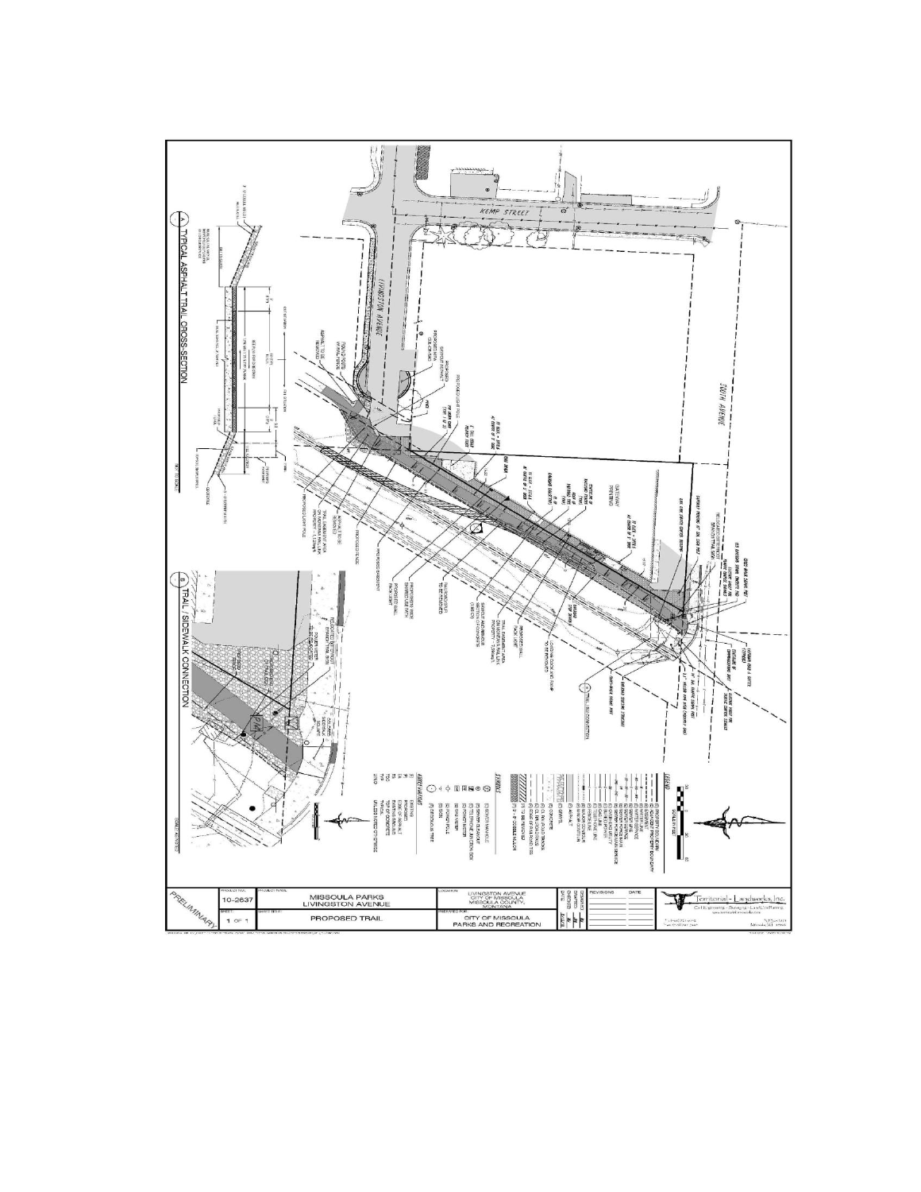A TYPICAL ASPHALT TRAIL CROSS-SECTION

NOT TO SCALE

B TRAIL / SIDEWALK CONNECTION

SCALE: NTS

KEMP STREET

LIVINGSTON AVENUE

SOUTH AVENUE

LEGEND

SYMBOLS

ABBREVIATIONS

SCALE IN FEET

Territorial - Landworks, Inc.

Civil Engineering - Surveying - Land Use Planning

REVISIONS

DATE

LOCATION: LIVINGSTON AVENUE CITY OF MISSOULA MISSOULA COUNTY, MONTANA

PREPARED FOR: CITY OF MISSOULA PARKS AND RECREATION

PROJECT NO.: 10-2637

PROJECT NAME: MISSOULA PARKS LIVINGSTON AVENUE

SHEET: 1 OF 1

SHEET TITLE: PROPOSED TRAIL

PRELIMINARY